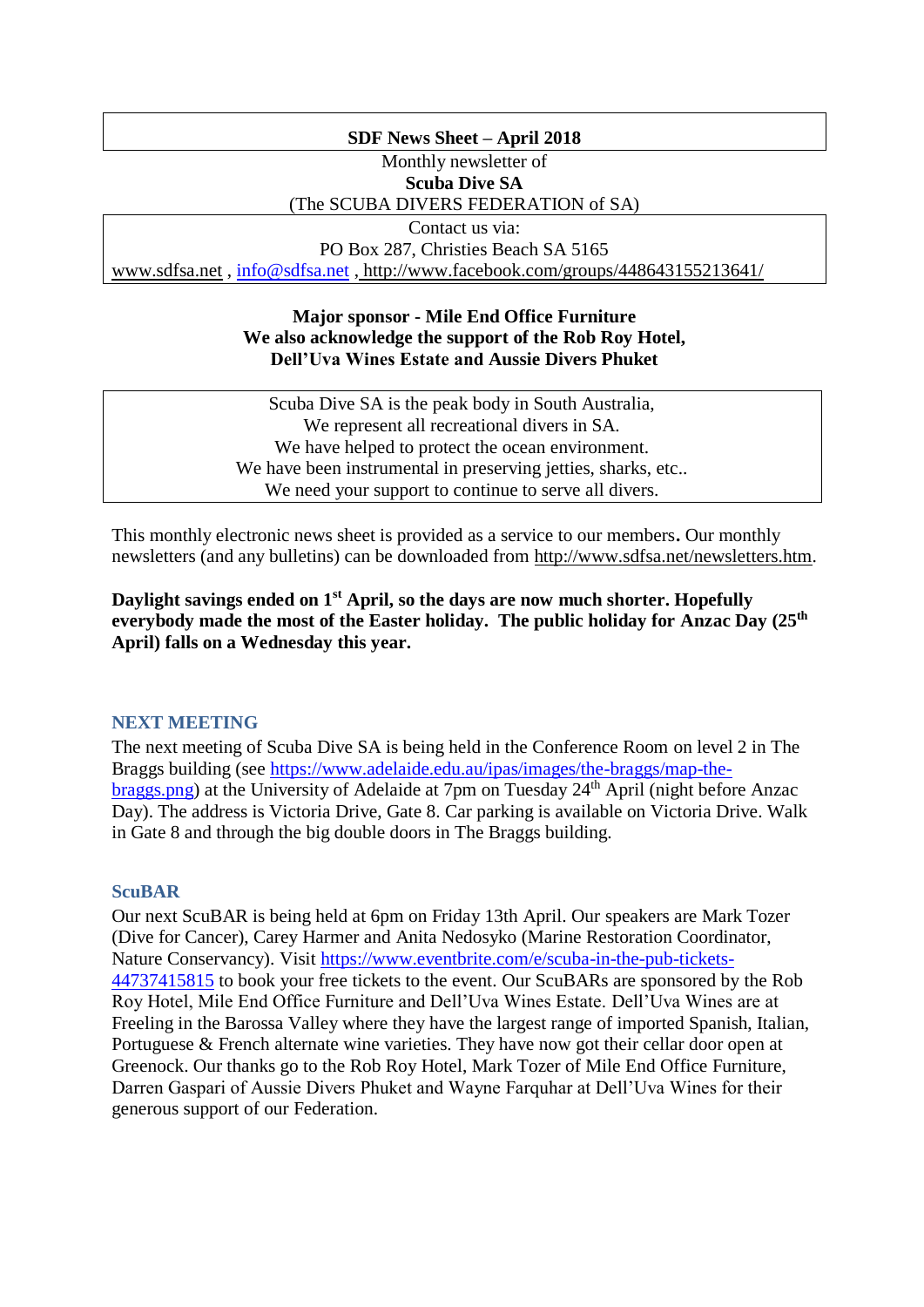**SDF News Sheet – April 2018**

Monthly newsletter of
**Scuba Dive SA**
(The SCUBA DIVERS FEDERATION of SA)

Contact us via:
PO Box 287, Christies Beach SA 5165
www.sdfsa.net , info@sdfsa.net , http://www.facebook.com/groups/448643155213641/

**Major sponsor - Mile End Office Furniture**
**We also acknowledge the support of the Rob Roy Hotel, Dell'Uva Wines Estate and Aussie Divers Phuket**

Scuba Dive SA is the peak body in South Australia,
We represent all recreational divers in SA.
We have helped to protect the ocean environment.
We have been instrumental in preserving jetties, sharks, etc..
We need your support to continue to serve all divers.

This monthly electronic news sheet is provided as a service to our members**.** Our monthly newsletters (and any bulletins) can be downloaded from http://www.sdfsa.net/newsletters.htm.

**Daylight savings ended on 1st April, so the days are now much shorter. Hopefully everybody made the most of the Easter holiday. The public holiday for Anzac Day (25th April) falls on a Wednesday this year.**

## NEXT MEETING

The next meeting of Scuba Dive SA is being held in the Conference Room on level 2 in The Braggs building (see https://www.adelaide.edu.au/ipas/images/the-braggs/map-the-braggs.png) at the University of Adelaide at 7pm on Tuesday 24th April (night before Anzac Day). The address is Victoria Drive, Gate 8. Car parking is available on Victoria Drive. Walk in Gate 8 and through the big double doors in The Braggs building.

## ScuBAR

Our next ScuBAR is being held at 6pm on Friday 13th April. Our speakers are Mark Tozer (Dive for Cancer), Carey Harmer and Anita Nedosyko (Marine Restoration Coordinator, Nature Conservancy). Visit https://www.eventbrite.com/e/scuba-in-the-pub-tickets-44737415815 to book your free tickets to the event. Our ScuBARs are sponsored by the Rob Roy Hotel, Mile End Office Furniture and Dell'Uva Wines Estate. Dell'Uva Wines are at Freeling in the Barossa Valley where they have the largest range of imported Spanish, Italian, Portuguese & French alternate wine varieties. They have now got their cellar door open at Greenock. Our thanks go to the Rob Roy Hotel, Mark Tozer of Mile End Office Furniture, Darren Gaspari of Aussie Divers Phuket and Wayne Farquhar at Dell'Uva Wines for their generous support of our Federation.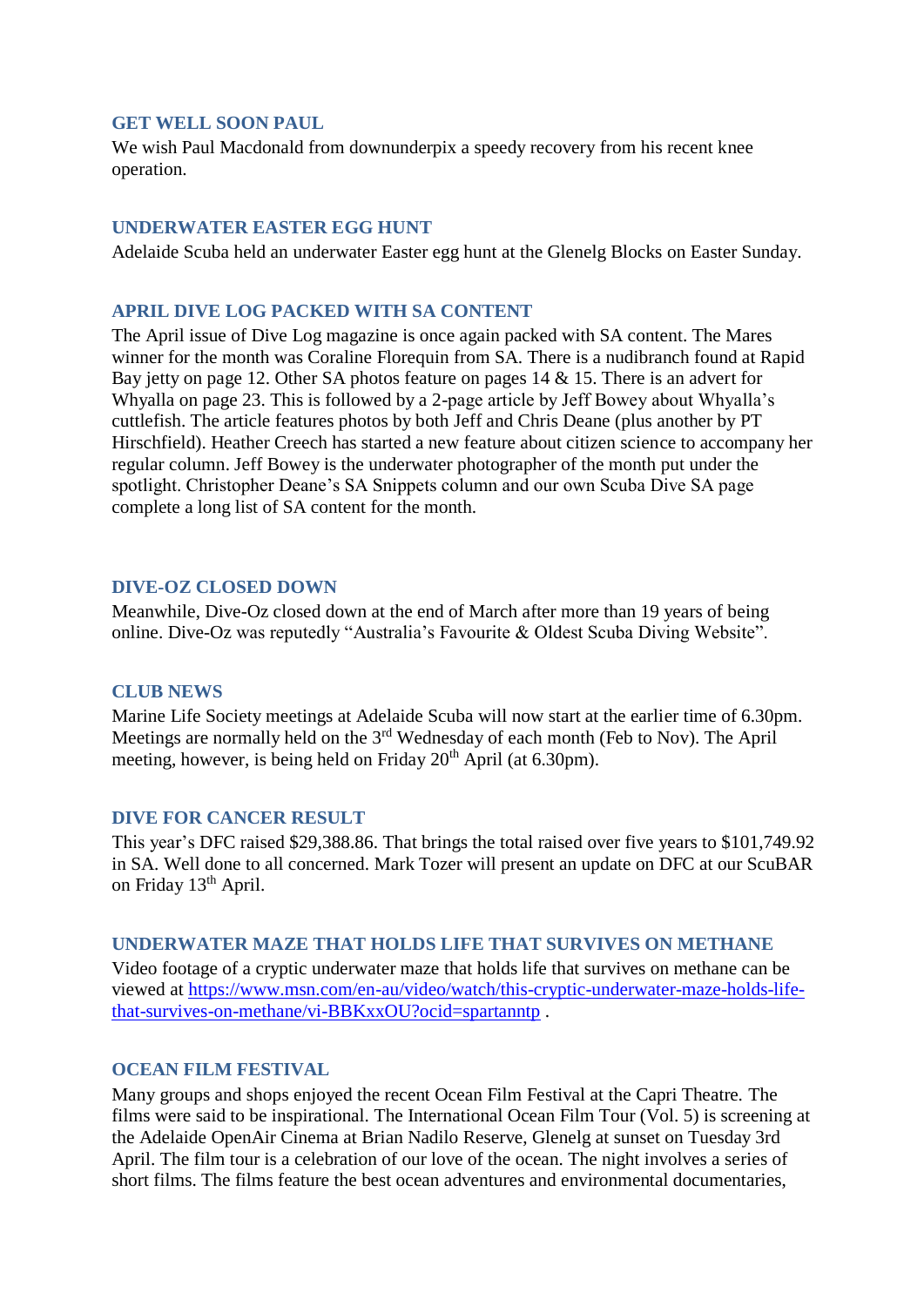### GET WELL SOON PAUL

We wish Paul Macdonald from downunderpix a speedy recovery from his recent knee operation.

### UNDERWATER EASTER EGG HUNT

Adelaide Scuba held an underwater Easter egg hunt at the Glenelg Blocks on Easter Sunday.

### APRIL DIVE LOG PACKED WITH SA CONTENT

The April issue of Dive Log magazine is once again packed with SA content. The Mares winner for the month was Coraline Florequin from SA. There is a nudibranch found at Rapid Bay jetty on page 12. Other SA photos feature on pages 14 & 15. There is an advert for Whyalla on page 23. This is followed by a 2-page article by Jeff Bowey about Whyalla's cuttlefish. The article features photos by both Jeff and Chris Deane (plus another by PT Hirschfield). Heather Creech has started a new feature about citizen science to accompany her regular column. Jeff Bowey is the underwater photographer of the month put under the spotlight. Christopher Deane's SA Snippets column and our own Scuba Dive SA page complete a long list of SA content for the month.

### DIVE-OZ CLOSED DOWN

Meanwhile, Dive-Oz closed down at the end of March after more than 19 years of being online. Dive-Oz was reputedly "Australia's Favourite & Oldest Scuba Diving Website".

### CLUB NEWS

Marine Life Society meetings at Adelaide Scuba will now start at the earlier time of 6.30pm. Meetings are normally held on the 3rd Wednesday of each month (Feb to Nov). The April meeting, however, is being held on Friday 20th April (at 6.30pm).

### DIVE FOR CANCER RESULT

This year's DFC raised $29,388.86. That brings the total raised over five years to $101,749.92 in SA. Well done to all concerned. Mark Tozer will present an update on DFC at our ScuBAR on Friday 13th April.

### UNDERWATER MAZE THAT HOLDS LIFE THAT SURVIVES ON METHANE

Video footage of a cryptic underwater maze that holds life that survives on methane can be viewed at https://www.msn.com/en-au/video/watch/this-cryptic-underwater-maze-holds-life-that-survives-on-methane/vi-BBKxxOU?ocid=spartanntp .

### OCEAN FILM FESTIVAL

Many groups and shops enjoyed the recent Ocean Film Festival at the Capri Theatre. The films were said to be inspirational. The International Ocean Film Tour (Vol. 5) is screening at the Adelaide OpenAir Cinema at Brian Nadilo Reserve, Glenelg at sunset on Tuesday 3rd April. The film tour is a celebration of our love of the ocean. The night involves a series of short films. The films feature the best ocean adventures and environmental documentaries,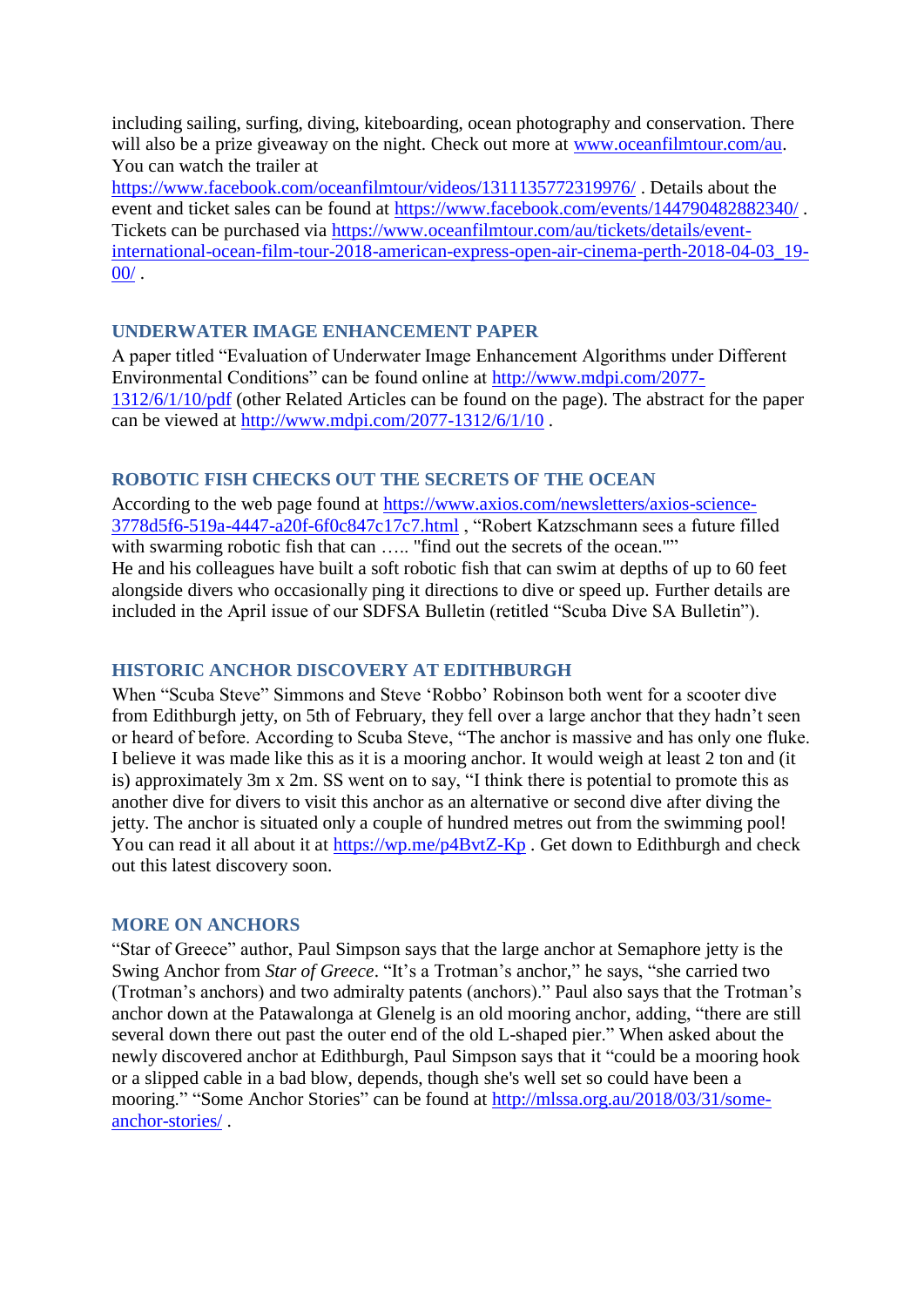including sailing, surfing, diving, kiteboarding, ocean photography and conservation. There will also be a prize giveaway on the night. Check out more at [www.oceanfilmtour.com/au](http://www.oceanfilmtour.com/au). You can watch the trailer at [https://www.facebook.com/oceanfilmtour/videos/1311135772319976/](https://www.facebook.com/oceanfilmtour/videos/1311135772319976/) . Details about the event and ticket sales can be found at [https://www.facebook.com/events/144790482882340/](https://www.facebook.com/events/144790482882340/) . Tickets can be purchased via [https://www.oceanfilmtour.com/au/tickets/details/event-international-ocean-film-tour-2018-american-express-open-air-cinema-perth-2018-04-03_19-00/](https://www.oceanfilmtour.com/au/tickets/details/event-international-ocean-film-tour-2018-american-express-open-air-cinema-perth-2018-04-03_19-00/) .

## UNDERWATER IMAGE ENHANCEMENT PAPER

A paper titled "Evaluation of Underwater Image Enhancement Algorithms under Different Environmental Conditions" can be found online at [http://www.mdpi.com/2077-1312/6/1/10/pdf](http://www.mdpi.com/2077-1312/6/1/10/pdf) (other Related Articles can be found on the page). The abstract for the paper can be viewed at [http://www.mdpi.com/2077-1312/6/1/10](http://www.mdpi.com/2077-1312/6/1/10) .

## ROBOTIC FISH CHECKS OUT THE SECRETS OF THE OCEAN

According to the web page found at [https://www.axios.com/newsletters/axios-science-3778d5f6-519a-4447-a20f-6f0c847c17c7.html](https://www.axios.com/newsletters/axios-science-3778d5f6-519a-4447-a20f-6f0c847c17c7.html) , "Robert Katzschmann sees a future filled with swarming robotic fish that can ….. "find out the secrets of the ocean.""
He and his colleagues have built a soft robotic fish that can swim at depths of up to 60 feet alongside divers who occasionally ping it directions to dive or speed up. Further details are included in the April issue of our SDFSA Bulletin (retitled "Scuba Dive SA Bulletin").

## HISTORIC ANCHOR DISCOVERY AT EDITHBURGH

When "Scuba Steve" Simmons and Steve 'Robbo' Robinson both went for a scooter dive from Edithburgh jetty, on 5th of February, they fell over a large anchor that they hadn't seen or heard of before. According to Scuba Steve, "The anchor is massive and has only one fluke. I believe it was made like this as it is a mooring anchor. It would weigh at least 2 ton and (it is) approximately 3m x 2m. SS went on to say, "I think there is potential to promote this as another dive for divers to visit this anchor as an alternative or second dive after diving the jetty. The anchor is situated only a couple of hundred metres out from the swimming pool! You can read it all about it at [https://wp.me/p4BvtZ-Kp](https://wp.me/p4BvtZ-Kp) . Get down to Edithburgh and check out this latest discovery soon.

## MORE ON ANCHORS

"Star of Greece" author, Paul Simpson says that the large anchor at Semaphore jetty is the Swing Anchor from *Star of Greece*. "It's a Trotman's anchor," he says, "she carried two (Trotman's anchors) and two admiralty patents (anchors)." Paul also says that the Trotman's anchor down at the Patawalonga at Glenelg is an old mooring anchor, adding, "there are still several down there out past the outer end of the old L-shaped pier." When asked about the newly discovered anchor at Edithburgh, Paul Simpson says that it "could be a mooring hook or a slipped cable in a bad blow, depends, though she's well set so could have been a mooring." "Some Anchor Stories" can be found at [http://mlssa.org.au/2018/03/31/some-anchor-stories/](http://mlssa.org.au/2018/03/31/some-anchor-stories/) .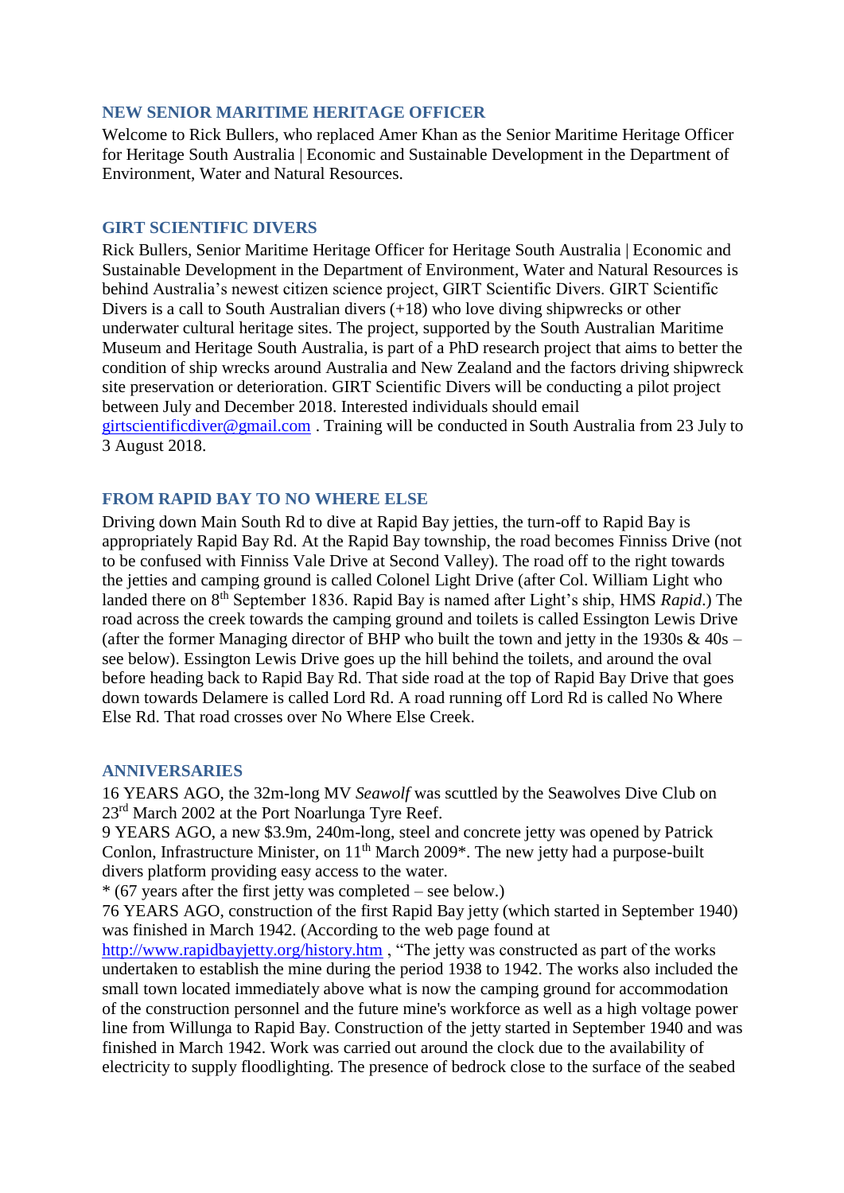## NEW SENIOR MARITIME HERITAGE OFFICER

Welcome to Rick Bullers, who replaced Amer Khan as the Senior Maritime Heritage Officer for Heritage South Australia | Economic and Sustainable Development in the Department of Environment, Water and Natural Resources.

## GIRT SCIENTIFIC DIVERS

Rick Bullers, Senior Maritime Heritage Officer for Heritage South Australia | Economic and Sustainable Development in the Department of Environment, Water and Natural Resources is behind Australia's newest citizen science project, GIRT Scientific Divers. GIRT Scientific Divers is a call to South Australian divers (+18) who love diving shipwrecks or other underwater cultural heritage sites. The project, supported by the South Australian Maritime Museum and Heritage South Australia, is part of a PhD research project that aims to better the condition of ship wrecks around Australia and New Zealand and the factors driving shipwreck site preservation or deterioration. GIRT Scientific Divers will be conducting a pilot project between July and December 2018. Interested individuals should email girtscientificdiver@gmail.com . Training will be conducted in South Australia from 23 July to 3 August 2018.

## FROM RAPID BAY TO NO WHERE ELSE

Driving down Main South Rd to dive at Rapid Bay jetties, the turn-off to Rapid Bay is appropriately Rapid Bay Rd. At the Rapid Bay township, the road becomes Finniss Drive (not to be confused with Finniss Vale Drive at Second Valley). The road off to the right towards the jetties and camping ground is called Colonel Light Drive (after Col. William Light who landed there on 8th September 1836. Rapid Bay is named after Light's ship, HMS *Rapid*.) The road across the creek towards the camping ground and toilets is called Essington Lewis Drive (after the former Managing director of BHP who built the town and jetty in the 1930s & 40s – see below). Essington Lewis Drive goes up the hill behind the toilets, and around the oval before heading back to Rapid Bay Rd. That side road at the top of Rapid Bay Drive that goes down towards Delamere is called Lord Rd. A road running off Lord Rd is called No Where Else Rd. That road crosses over No Where Else Creek.

## ANNIVERSARIES

16 YEARS AGO, the 32m-long MV *Seawolf* was scuttled by the Seawolves Dive Club on 23rd March 2002 at the Port Noarlunga Tyre Reef.

9 YEARS AGO, a new $3.9m, 240m-long, steel and concrete jetty was opened by Patrick Conlon, Infrastructure Minister, on 11th March 2009*. The new jetty had a purpose-built divers platform providing easy access to the water.

* (67 years after the first jetty was completed – see below.)

76 YEARS AGO, construction of the first Rapid Bay jetty (which started in September 1940) was finished in March 1942. (According to the web page found at http://www.rapidbayjetty.org/history.htm , "The jetty was constructed as part of the works undertaken to establish the mine during the period 1938 to 1942. The works also included the small town located immediately above what is now the camping ground for accommodation of the construction personnel and the future mine's workforce as well as a high voltage power line from Willunga to Rapid Bay. Construction of the jetty started in September 1940 and was finished in March 1942. Work was carried out around the clock due to the availability of electricity to supply floodlighting. The presence of bedrock close to the surface of the seabed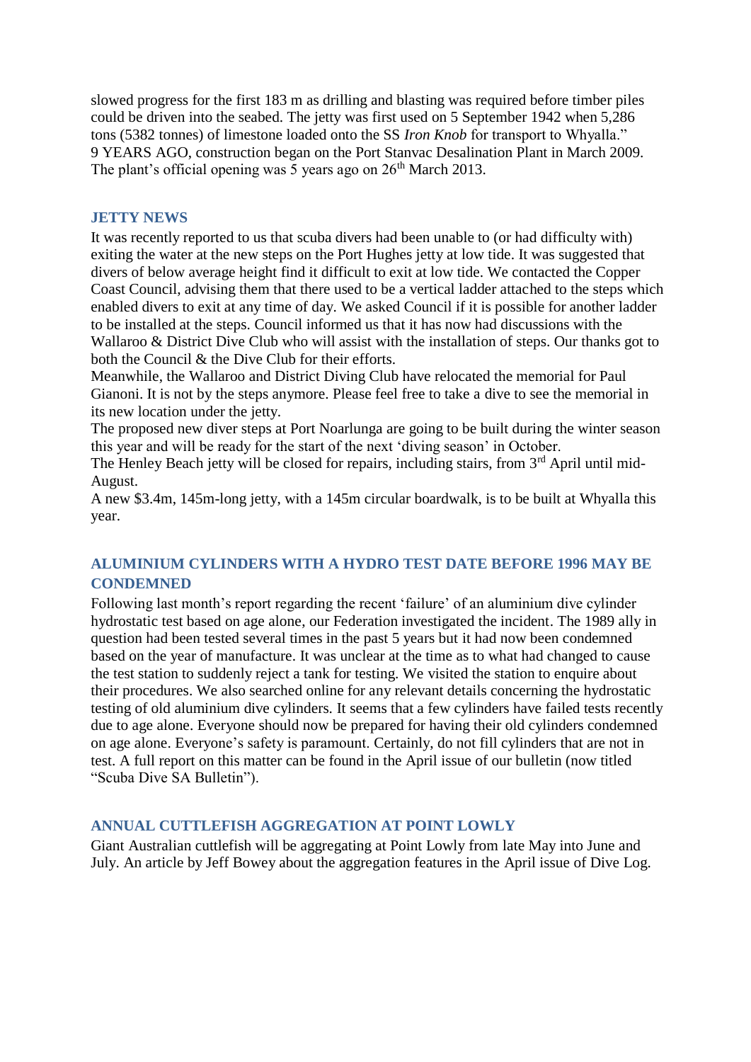slowed progress for the first 183 m as drilling and blasting was required before timber piles could be driven into the seabed. The jetty was first used on 5 September 1942 when 5,286 tons (5382 tonnes) of limestone loaded onto the SS *Iron Knob* for transport to Whyalla."
9 YEARS AGO, construction began on the Port Stanvac Desalination Plant in March 2009. The plant's official opening was 5 years ago on 26th March 2013.

## JETTY NEWS

It was recently reported to us that scuba divers had been unable to (or had difficulty with) exiting the water at the new steps on the Port Hughes jetty at low tide. It was suggested that divers of below average height find it difficult to exit at low tide. We contacted the Copper Coast Council, advising them that there used to be a vertical ladder attached to the steps which enabled divers to exit at any time of day. We asked Council if it is possible for another ladder to be installed at the steps. Council informed us that it has now had discussions with the Wallaroo & District Dive Club who will assist with the installation of steps. Our thanks got to both the Council & the Dive Club for their efforts.
Meanwhile, the Wallaroo and District Diving Club have relocated the memorial for Paul Gianoni. It is not by the steps anymore. Please feel free to take a dive to see the memorial in its new location under the jetty.
The proposed new diver steps at Port Noarlunga are going to be built during the winter season this year and will be ready for the start of the next 'diving season' in October.
The Henley Beach jetty will be closed for repairs, including stairs, from 3rd April until mid-August.
A new $3.4m, 145m-long jetty, with a 145m circular boardwalk, is to be built at Whyalla this year.

## ALUMINIUM CYLINDERS WITH A HYDRO TEST DATE BEFORE 1996 MAY BE CONDEMNED

Following last month's report regarding the recent 'failure' of an aluminium dive cylinder hydrostatic test based on age alone, our Federation investigated the incident. The 1989 ally in question had been tested several times in the past 5 years but it had now been condemned based on the year of manufacture. It was unclear at the time as to what had changed to cause the test station to suddenly reject a tank for testing. We visited the station to enquire about their procedures. We also searched online for any relevant details concerning the hydrostatic testing of old aluminium dive cylinders. It seems that a few cylinders have failed tests recently due to age alone. Everyone should now be prepared for having their old cylinders condemned on age alone. Everyone's safety is paramount. Certainly, do not fill cylinders that are not in test. A full report on this matter can be found in the April issue of our bulletin (now titled "Scuba Dive SA Bulletin").

## ANNUAL CUTTLEFISH AGGREGATION AT POINT LOWLY

Giant Australian cuttlefish will be aggregating at Point Lowly from late May into June and July. An article by Jeff Bowey about the aggregation features in the April issue of Dive Log.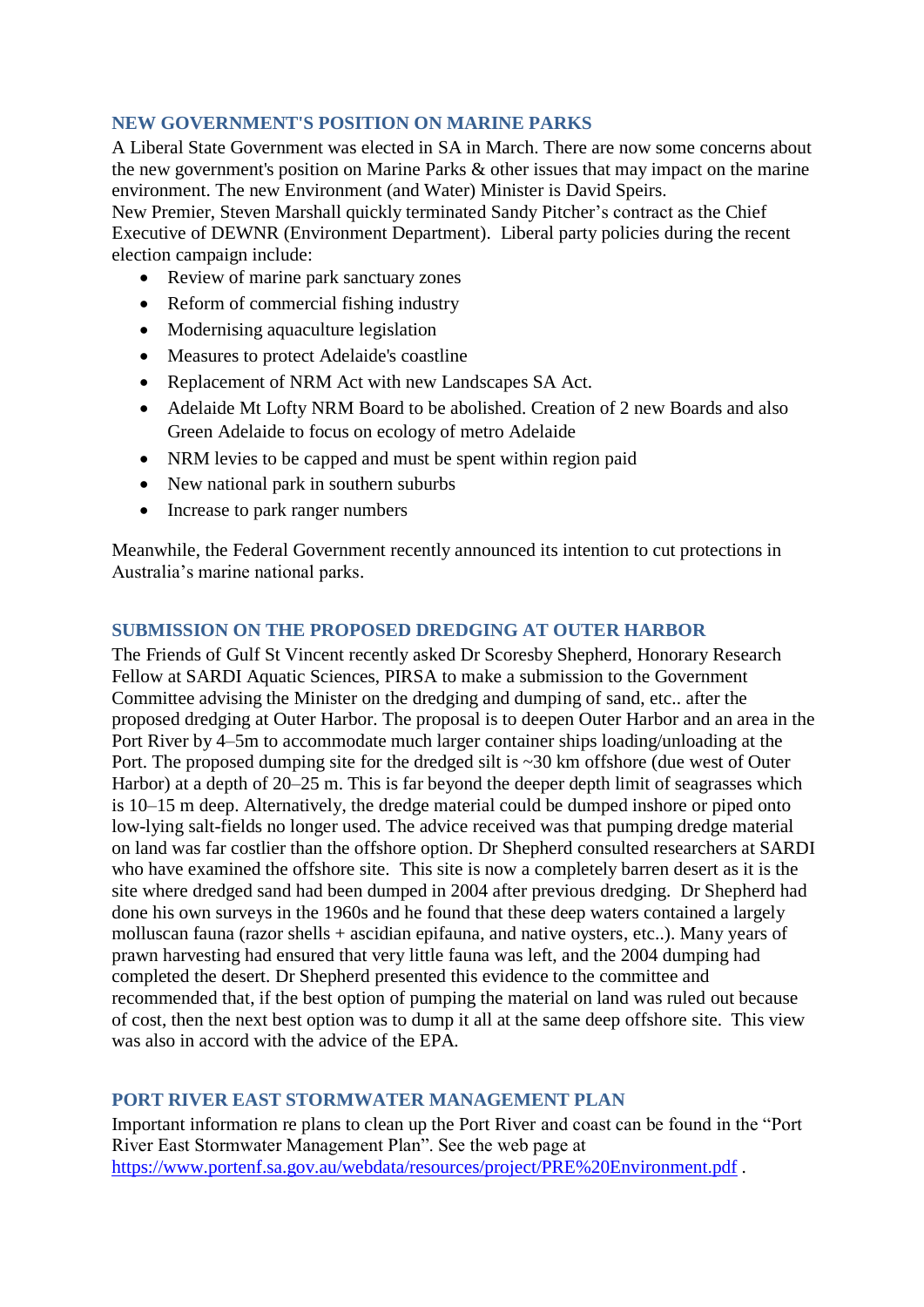## NEW GOVERNMENT'S POSITION ON MARINE PARKS

A Liberal State Government was elected in SA in March. There are now some concerns about the new government's position on Marine Parks & other issues that may impact on the marine environment. The new Environment (and Water) Minister is David Speirs.
New Premier, Steven Marshall quickly terminated Sandy Pitcher's contract as the Chief Executive of DEWNR (Environment Department). Liberal party policies during the recent election campaign include:

- Review of marine park sanctuary zones
- Reform of commercial fishing industry
- Modernising aquaculture legislation
- Measures to protect Adelaide's coastline
- Replacement of NRM Act with new Landscapes SA Act.
- Adelaide Mt Lofty NRM Board to be abolished. Creation of 2 new Boards and also Green Adelaide to focus on ecology of metro Adelaide
- NRM levies to be capped and must be spent within region paid
- New national park in southern suburbs
- Increase to park ranger numbers

Meanwhile, the Federal Government recently announced its intention to cut protections in Australia's marine national parks.

## SUBMISSION ON THE PROPOSED DREDGING AT OUTER HARBOR

The Friends of Gulf St Vincent recently asked Dr Scoresby Shepherd, Honorary Research Fellow at SARDI Aquatic Sciences, PIRSA to make a submission to the Government Committee advising the Minister on the dredging and dumping of sand, etc.. after the proposed dredging at Outer Harbor. The proposal is to deepen Outer Harbor and an area in the Port River by 4–5m to accommodate much larger container ships loading/unloading at the Port. The proposed dumping site for the dredged silt is ~30 km offshore (due west of Outer Harbor) at a depth of 20–25 m. This is far beyond the deeper depth limit of seagrasses which is 10–15 m deep. Alternatively, the dredge material could be dumped inshore or piped onto low-lying salt-fields no longer used. The advice received was that pumping dredge material on land was far costlier than the offshore option. Dr Shepherd consulted researchers at SARDI who have examined the offshore site. This site is now a completely barren desert as it is the site where dredged sand had been dumped in 2004 after previous dredging. Dr Shepherd had done his own surveys in the 1960s and he found that these deep waters contained a largely molluscan fauna (razor shells + ascidian epifauna, and native oysters, etc..). Many years of prawn harvesting had ensured that very little fauna was left, and the 2004 dumping had completed the desert. Dr Shepherd presented this evidence to the committee and recommended that, if the best option of pumping the material on land was ruled out because of cost, then the next best option was to dump it all at the same deep offshore site. This view was also in accord with the advice of the EPA.

## PORT RIVER EAST STORMWATER MANAGEMENT PLAN

Important information re plans to clean up the Port River and coast can be found in the "Port River East Stormwater Management Plan". See the web page at https://www.portenf.sa.gov.au/webdata/resources/project/PRE%20Environment.pdf .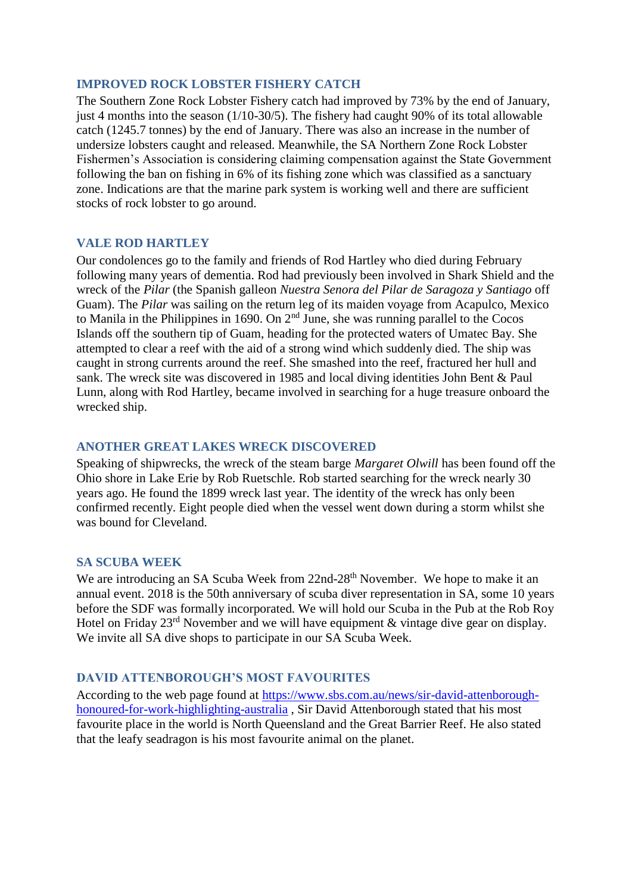## IMPROVED ROCK LOBSTER FISHERY CATCH

The Southern Zone Rock Lobster Fishery catch had improved by 73% by the end of January, just 4 months into the season (1/10-30/5). The fishery had caught 90% of its total allowable catch (1245.7 tonnes) by the end of January. There was also an increase in the number of undersize lobsters caught and released. Meanwhile, the SA Northern Zone Rock Lobster Fishermen's Association is considering claiming compensation against the State Government following the ban on fishing in 6% of its fishing zone which was classified as a sanctuary zone. Indications are that the marine park system is working well and there are sufficient stocks of rock lobster to go around.

## VALE ROD HARTLEY

Our condolences go to the family and friends of Rod Hartley who died during February following many years of dementia. Rod had previously been involved in Shark Shield and the wreck of the *Pilar* (the Spanish galleon *Nuestra Senora del Pilar de Saragoza y Santiago* off Guam). The *Pilar* was sailing on the return leg of its maiden voyage from Acapulco, Mexico to Manila in the Philippines in 1690. On 2nd June, she was running parallel to the Cocos Islands off the southern tip of Guam, heading for the protected waters of Umatec Bay. She attempted to clear a reef with the aid of a strong wind which suddenly died. The ship was caught in strong currents around the reef. She smashed into the reef, fractured her hull and sank. The wreck site was discovered in 1985 and local diving identities John Bent & Paul Lunn, along with Rod Hartley, became involved in searching for a huge treasure onboard the wrecked ship.

## ANOTHER GREAT LAKES WRECK DISCOVERED

Speaking of shipwrecks, the wreck of the steam barge *Margaret Olwill* has been found off the Ohio shore in Lake Erie by Rob Ruetschle. Rob started searching for the wreck nearly 30 years ago. He found the 1899 wreck last year. The identity of the wreck has only been confirmed recently. Eight people died when the vessel went down during a storm whilst she was bound for Cleveland.

## SA SCUBA WEEK

We are introducing an SA Scuba Week from 22nd-28th November. We hope to make it an annual event. 2018 is the 50th anniversary of scuba diver representation in SA, some 10 years before the SDF was formally incorporated. We will hold our Scuba in the Pub at the Rob Roy Hotel on Friday 23rd November and we will have equipment & vintage dive gear on display. We invite all SA dive shops to participate in our SA Scuba Week.

## DAVID ATTENBOROUGH'S MOST FAVOURITES

According to the web page found at [https://www.sbs.com.au/news/sir-david-attenborough-honoured-for-work-highlighting-australia](https://www.sbs.com.au/news/sir-david-attenborough-honoured-for-work-highlighting-australia) , Sir David Attenborough stated that his most favourite place in the world is North Queensland and the Great Barrier Reef. He also stated that the leafy seadragon is his most favourite animal on the planet.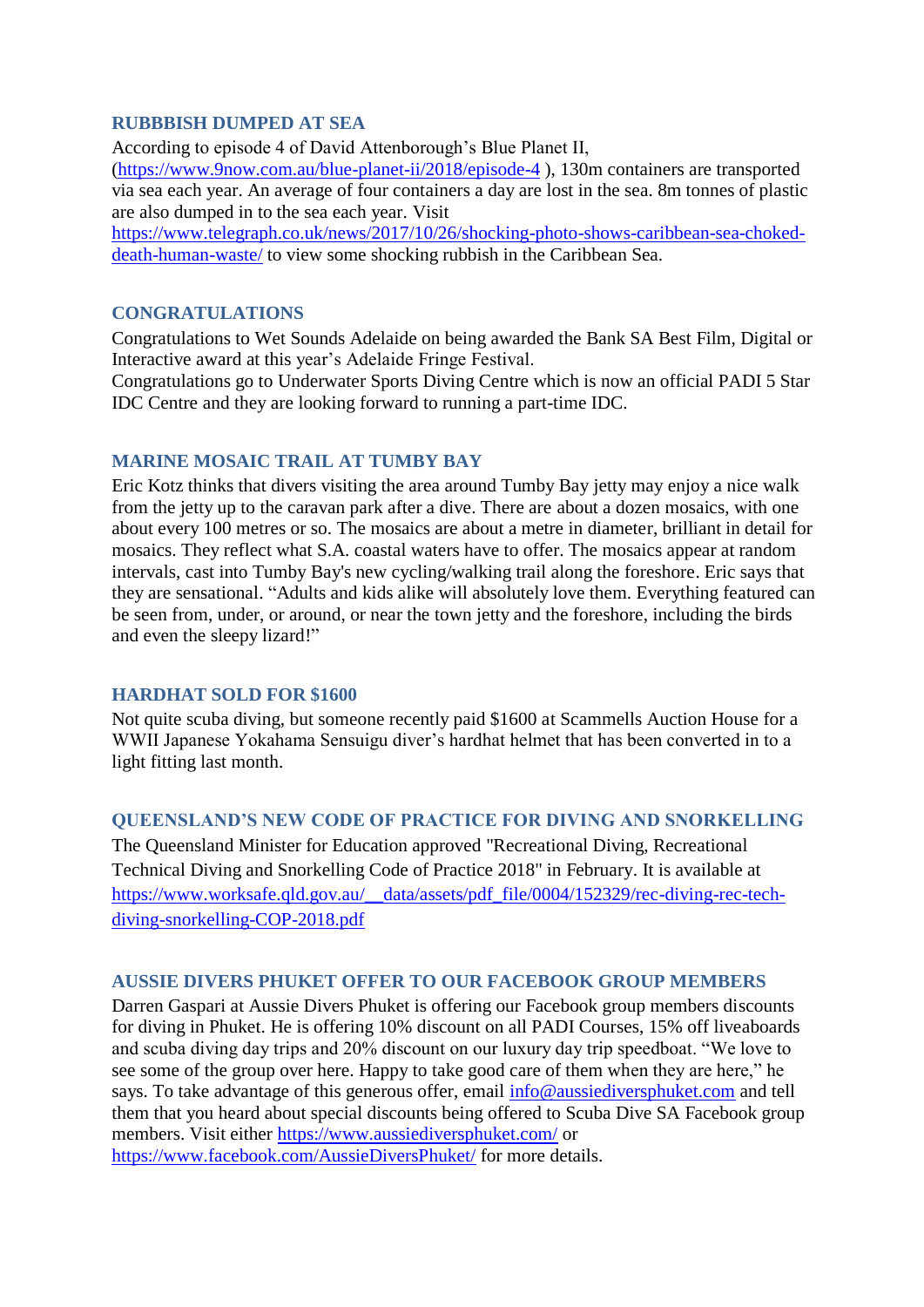### RUBBBISH DUMPED AT SEA

According to episode 4 of David Attenborough's Blue Planet II, (https://www.9now.com.au/blue-planet-ii/2018/episode-4 ), 130m containers are transported via sea each year. An average of four containers a day are lost in the sea. 8m tonnes of plastic are also dumped in to the sea each year. Visit https://www.telegraph.co.uk/news/2017/10/26/shocking-photo-shows-caribbean-sea-choked-death-human-waste/ to view some shocking rubbish in the Caribbean Sea.

### CONGRATULATIONS

Congratulations to Wet Sounds Adelaide on being awarded the Bank SA Best Film, Digital or Interactive award at this year's Adelaide Fringe Festival.
Congratulations go to Underwater Sports Diving Centre which is now an official PADI 5 Star IDC Centre and they are looking forward to running a part-time IDC.

### MARINE MOSAIC TRAIL AT TUMBY BAY

Eric Kotz thinks that divers visiting the area around Tumby Bay jetty may enjoy a nice walk from the jetty up to the caravan park after a dive. There are about a dozen mosaics, with one about every 100 metres or so. The mosaics are about a metre in diameter, brilliant in detail for mosaics. They reflect what S.A. coastal waters have to offer. The mosaics appear at random intervals, cast into Tumby Bay's new cycling/walking trail along the foreshore. Eric says that they are sensational. "Adults and kids alike will absolutely love them. Everything featured can be seen from, under, or around, or near the town jetty and the foreshore, including the birds and even the sleepy lizard!"

### HARDHAT SOLD FOR $1600

Not quite scuba diving, but someone recently paid $1600 at Scammells Auction House for a WWII Japanese Yokahama Sensuigu diver's hardhat helmet that has been converted in to a light fitting last month.

### QUEENSLAND'S NEW CODE OF PRACTICE FOR DIVING AND SNORKELLING

The Queensland Minister for Education approved "Recreational Diving, Recreational Technical Diving and Snorkelling Code of Practice 2018" in February. It is available at https://www.worksafe.qld.gov.au/__data/assets/pdf_file/0004/152329/rec-diving-rec-tech-diving-snorkelling-COP-2018.pdf

### AUSSIE DIVERS PHUKET OFFER TO OUR FACEBOOK GROUP MEMBERS

Darren Gaspari at Aussie Divers Phuket is offering our Facebook group members discounts for diving in Phuket. He is offering 10% discount on all PADI Courses, 15% off liveaboards and scuba diving day trips and 20% discount on our luxury day trip speedboat. "We love to see some of the group over here. Happy to take good care of them when they are here," he says. To take advantage of this generous offer, email info@aussiediversphuket.com and tell them that you heard about special discounts being offered to Scuba Dive SA Facebook group members. Visit either https://www.aussiediversphuket.com/ or https://www.facebook.com/AussieDiversPhuket/ for more details.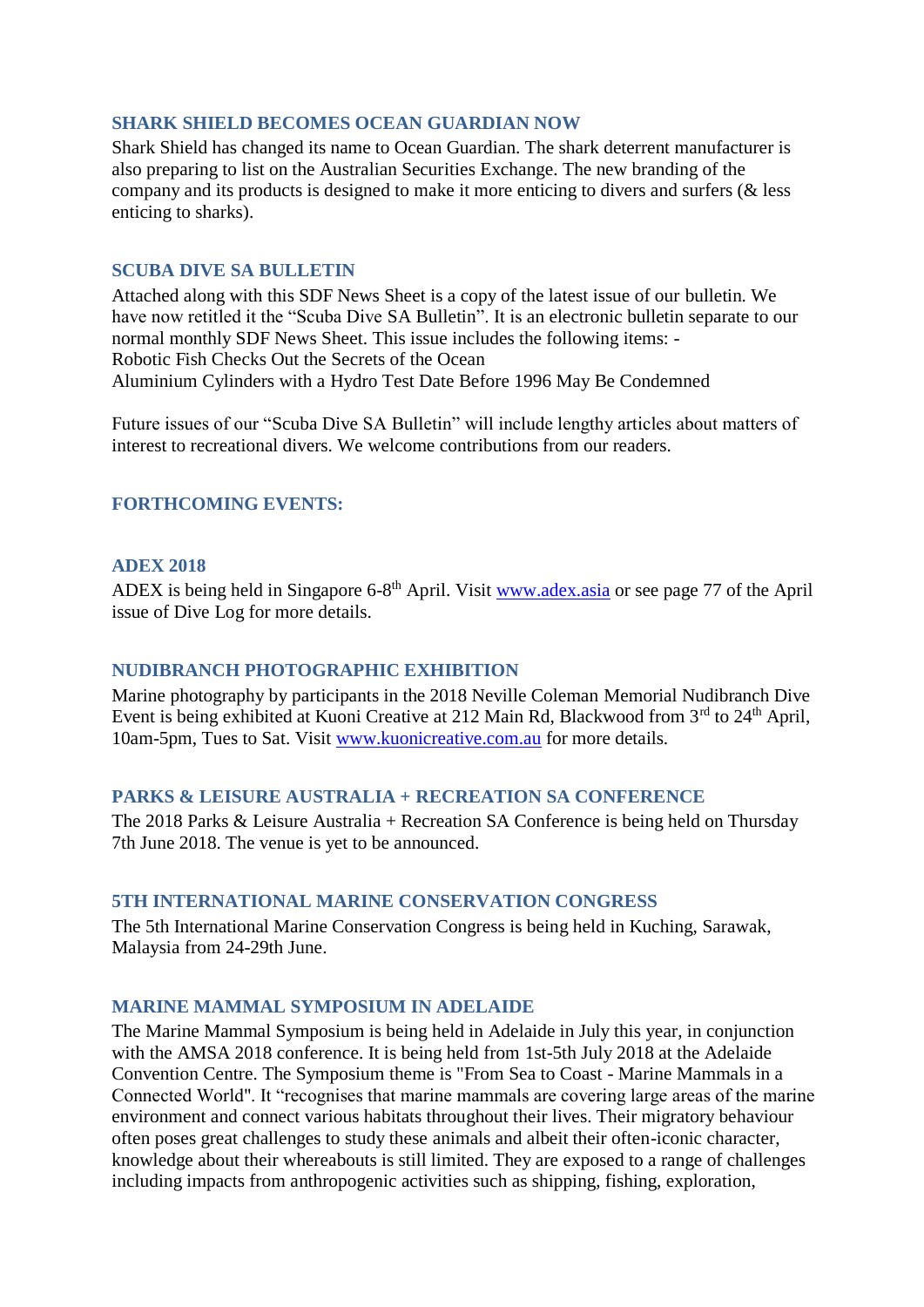## SHARK SHIELD BECOMES OCEAN GUARDIAN NOW

Shark Shield has changed its name to Ocean Guardian. The shark deterrent manufacturer is also preparing to list on the Australian Securities Exchange. The new branding of the company and its products is designed to make it more enticing to divers and surfers (& less enticing to sharks).

## SCUBA DIVE SA BULLETIN

Attached along with this SDF News Sheet is a copy of the latest issue of our bulletin. We have now retitled it the "Scuba Dive SA Bulletin". It is an electronic bulletin separate to our normal monthly SDF News Sheet. This issue includes the following items: -
Robotic Fish Checks Out the Secrets of the Ocean
Aluminium Cylinders with a Hydro Test Date Before 1996 May Be Condemned

Future issues of our "Scuba Dive SA Bulletin" will include lengthy articles about matters of interest to recreational divers. We welcome contributions from our readers.

## FORTHCOMING EVENTS:

## ADEX 2018

ADEX is being held in Singapore 6-8th April. Visit [www.adex.asia](www.adex.asia) or see page 77 of the April issue of Dive Log for more details.

## NUDIBRANCH PHOTOGRAPHIC EXHIBITION

Marine photography by participants in the 2018 Neville Coleman Memorial Nudibranch Dive Event is being exhibited at Kuoni Creative at 212 Main Rd, Blackwood from 3rd to 24th April, 10am-5pm, Tues to Sat. Visit [www.kuonicreative.com.au](www.kuonicreative.com.au) for more details.

## PARKS & LEISURE AUSTRALIA + RECREATION SA CONFERENCE

The 2018 Parks & Leisure Australia + Recreation SA Conference is being held on Thursday 7th June 2018. The venue is yet to be announced.

## 5TH INTERNATIONAL MARINE CONSERVATION CONGRESS

The 5th International Marine Conservation Congress is being held in Kuching, Sarawak, Malaysia from 24-29th June.

## MARINE MAMMAL SYMPOSIUM IN ADELAIDE

The Marine Mammal Symposium is being held in Adelaide in July this year, in conjunction with the AMSA 2018 conference. It is being held from 1st-5th July 2018 at the Adelaide Convention Centre. The Symposium theme is "From Sea to Coast - Marine Mammals in a Connected World". It "recognises that marine mammals are covering large areas of the marine environment and connect various habitats throughout their lives. Their migratory behaviour often poses great challenges to study these animals and albeit their often-iconic character, knowledge about their whereabouts is still limited. They are exposed to a range of challenges including impacts from anthropogenic activities such as shipping, fishing, exploration,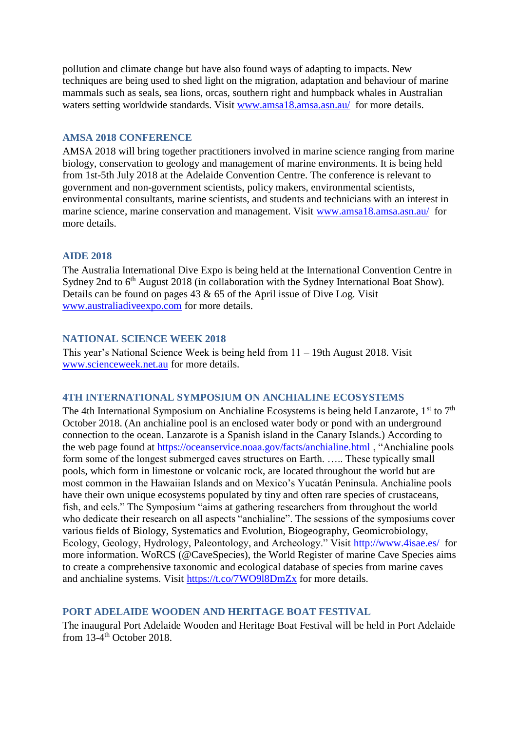pollution and climate change but have also found ways of adapting to impacts. New techniques are being used to shed light on the migration, adaptation and behaviour of marine mammals such as seals, sea lions, orcas, southern right and humpback whales in Australian waters setting worldwide standards. Visit www.amsa18.amsa.asn.au/ for more details.

### AMSA 2018 CONFERENCE

AMSA 2018 will bring together practitioners involved in marine science ranging from marine biology, conservation to geology and management of marine environments. It is being held from 1st-5th July 2018 at the Adelaide Convention Centre. The conference is relevant to government and non-government scientists, policy makers, environmental scientists, environmental consultants, marine scientists, and students and technicians with an interest in marine science, marine conservation and management. Visit www.amsa18.amsa.asn.au/ for more details.

### AIDE 2018

The Australia International Dive Expo is being held at the International Convention Centre in Sydney 2nd to 6th August 2018 (in collaboration with the Sydney International Boat Show). Details can be found on pages 43 & 65 of the April issue of Dive Log. Visit www.australiadiveexpo.com for more details.

### NATIONAL SCIENCE WEEK 2018

This year's National Science Week is being held from 11 – 19th August 2018. Visit www.scienceweek.net.au for more details.

### 4TH INTERNATIONAL SYMPOSIUM ON ANCHIALINE ECOSYSTEMS

The 4th International Symposium on Anchialine Ecosystems is being held Lanzarote, 1st to 7th October 2018. (An anchialine pool is an enclosed water body or pond with an underground connection to the ocean. Lanzarote is a Spanish island in the Canary Islands.) According to the web page found at https://oceanservice.noaa.gov/facts/anchialine.html , "Anchialine pools form some of the longest submerged caves structures on Earth. ….. These typically small pools, which form in limestone or volcanic rock, are located throughout the world but are most common in the Hawaiian Islands and on Mexico's Yucatán Peninsula. Anchialine pools have their own unique ecosystems populated by tiny and often rare species of crustaceans, fish, and eels." The Symposium "aims at gathering researchers from throughout the world who dedicate their research on all aspects "anchialine". The sessions of the symposiums cover various fields of Biology, Systematics and Evolution, Biogeography, Geomicrobiology, Ecology, Geology, Hydrology, Paleontology, and Archeology." Visit http://www.4isae.es/ for more information. WoRCS (@CaveSpecies), the World Register of marine Cave Species aims to create a comprehensive taxonomic and ecological database of species from marine caves and anchialine systems. Visit https://t.co/7WO9l8DmZx for more details.

### PORT ADELAIDE WOODEN AND HERITAGE BOAT FESTIVAL

The inaugural Port Adelaide Wooden and Heritage Boat Festival will be held in Port Adelaide from 13-4th October 2018.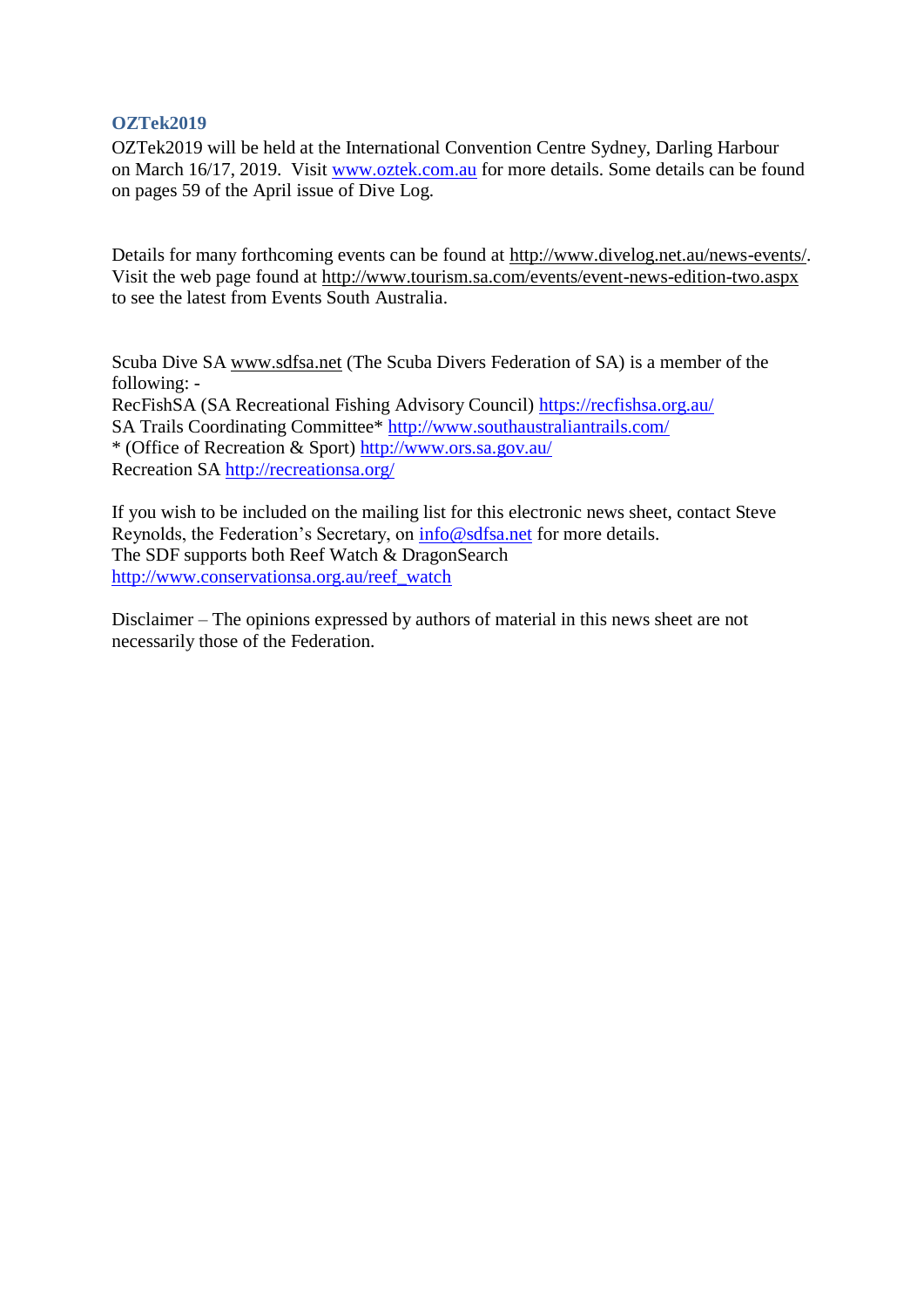### OZTek2019

OZTek2019 will be held at the International Convention Centre Sydney, Darling Harbour on March 16/17, 2019. Visit www.oztek.com.au for more details. Some details can be found on pages 59 of the April issue of Dive Log.

Details for many forthcoming events can be found at http://www.divelog.net.au/news-events/. Visit the web page found at http://www.tourism.sa.com/events/event-news-edition-two.aspx to see the latest from Events South Australia.

Scuba Dive SA www.sdfsa.net (The Scuba Divers Federation of SA) is a member of the following: -
RecFishSA (SA Recreational Fishing Advisory Council) https://recfishsa.org.au/
SA Trails Coordinating Committee* http://www.southaustraliantrails.com/
* (Office of Recreation & Sport) http://www.ors.sa.gov.au/
Recreation SA http://recreationsa.org/

If you wish to be included on the mailing list for this electronic news sheet, contact Steve Reynolds, the Federation's Secretary, on info@sdfsa.net for more details.
The SDF supports both Reef Watch & DragonSearch
http://www.conservationsa.org.au/reef_watch

Disclaimer – The opinions expressed by authors of material in this news sheet are not necessarily those of the Federation.